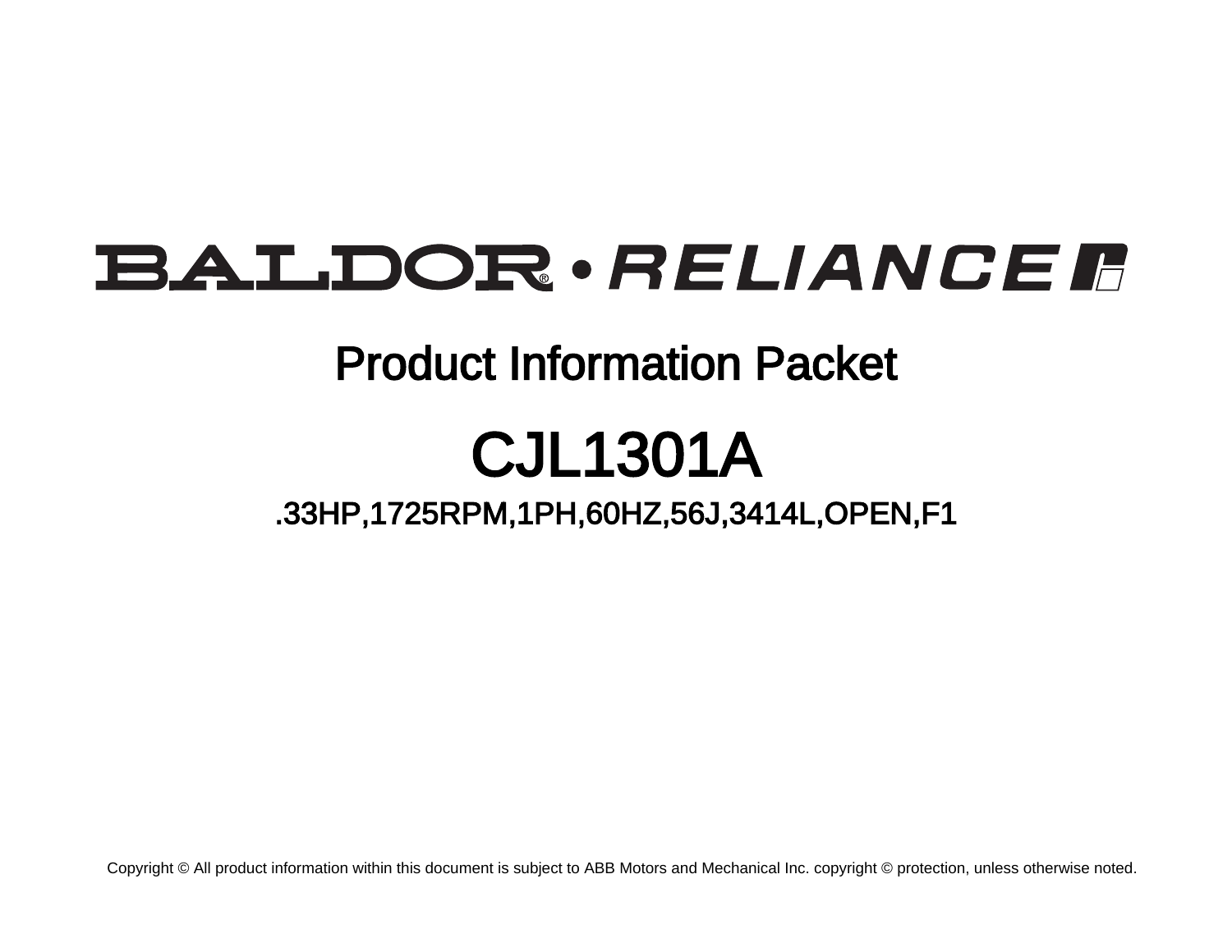BALDOR® • RELIANCE

# Product Information Packet

# CJL1301A

## .33HP,1725RPM,1PH,60HZ,56J,3414L,OPEN,F1

Copyright © All product information within this document is subject to ABB Motors and Mechanical Inc. copyright © protection, unless otherwise noted.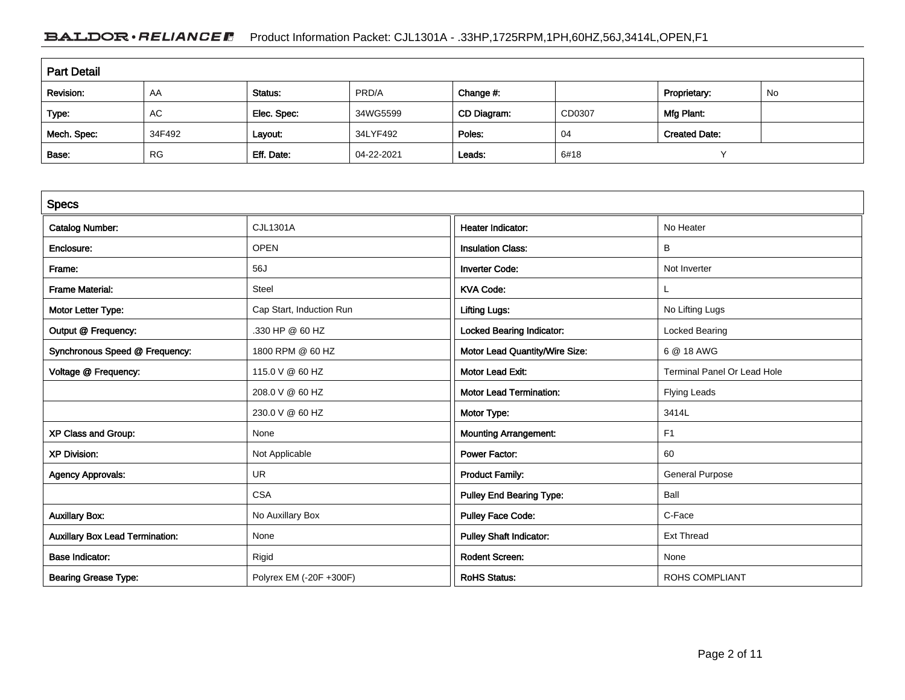## Part Detail

| Revision: | AA | Status: | PRD/A | Change #: | | Proprietary: | No |
|---|---|---|---|---|---|---|---|
| Type: | AC | Elec. Spec: | 34WG5599 | CD Diagram: | CD0307 | Mfg Plant: | |
| Mech. Spec: | 34F492 | Layout: | 34LYF492 | Poles: | 04 | Created Date: | |
| Base: | RG | Eff. Date: | 04-22-2021 | Leads: | 6#18 | Y | |

## Specs

| | | | |
|---|---|---|---|
| Catalog Number: | CJL1301A | Heater Indicator: | No Heater |
| Enclosure: | OPEN | Insulation Class: | B |
| Frame: | 56J | Inverter Code: | Not Inverter |
| Frame Material: | Steel | KVA Code: | L |
| Motor Letter Type: | Cap Start, Induction Run | Lifting Lugs: | No Lifting Lugs |
| Output @ Frequency: | .330 HP @ 60 HZ | Locked Bearing Indicator: | Locked Bearing |
| Synchronous Speed @ Frequency: | 1800 RPM @ 60 HZ | Motor Lead Quantity/Wire Size: | 6 @ 18 AWG |
| Voltage @ Frequency: | 115.0 V @ 60 HZ | Motor Lead Exit: | Terminal Panel Or Lead Hole |
| | 208.0 V @ 60 HZ | Motor Lead Termination: | Flying Leads |
| | 230.0 V @ 60 HZ | Motor Type: | 3414L |
| XP Class and Group: | None | Mounting Arrangement: | F1 |
| XP Division: | Not Applicable | Power Factor: | 60 |
| Agency Approvals: | UR | Product Family: | General Purpose |
| | CSA | Pulley End Bearing Type: | Ball |
| Auxillary Box: | No Auxillary Box | Pulley Face Code: | C-Face |
| Auxillary Box Lead Termination: | None | Pulley Shaft Indicator: | Ext Thread |
| Base Indicator: | Rigid | Rodent Screen: | None |
| Bearing Grease Type: | Polyrex EM (-20F +300F) | RoHS Status: | ROHS COMPLIANT |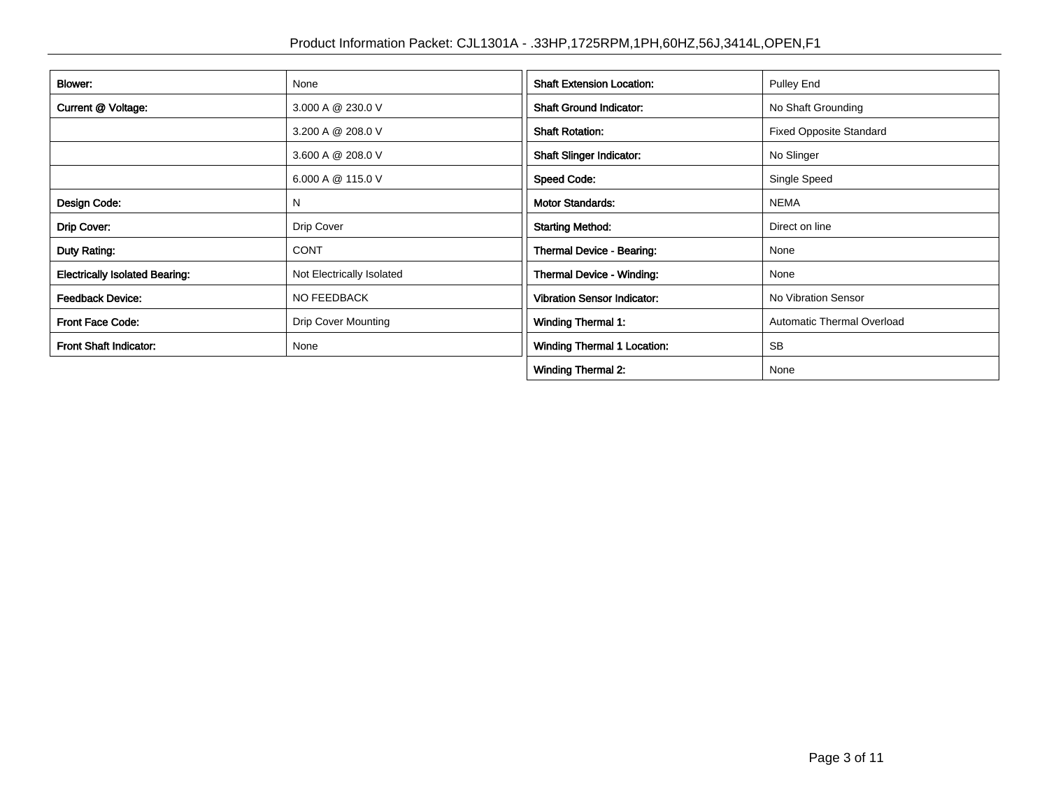| | |
|---|---|
| **Blower:** | None |
| **Current @ Voltage:** | 3.000 A @ 230.0 V |
| | 3.200 A @ 208.0 V |
| | 3.600 A @ 208.0 V |
| | 6.000 A @ 115.0 V |
| **Design Code:** | N |
| **Drip Cover:** | Drip Cover |
| **Duty Rating:** | CONT |
| **Electrically Isolated Bearing:** | Not Electrically Isolated |
| **Feedback Device:** | NO FEEDBACK |
| **Front Face Code:** | Drip Cover Mounting |
| **Front Shaft Indicator:** | None |

| | |
|---|---|
| **Shaft Extension Location:** | Pulley End |
| **Shaft Ground Indicator:** | No Shaft Grounding |
| **Shaft Rotation:** | Fixed Opposite Standard |
| **Shaft Slinger Indicator:** | No Slinger |
| **Speed Code:** | Single Speed |
| **Motor Standards:** | NEMA |
| **Starting Method:** | Direct on line |
| **Thermal Device - Bearing:** | None |
| **Thermal Device - Winding:** | None |
| **Vibration Sensor Indicator:** | No Vibration Sensor |
| **Winding Thermal 1:** | Automatic Thermal Overload |
| **Winding Thermal 1 Location:** | SB |
| **Winding Thermal 2:** | None |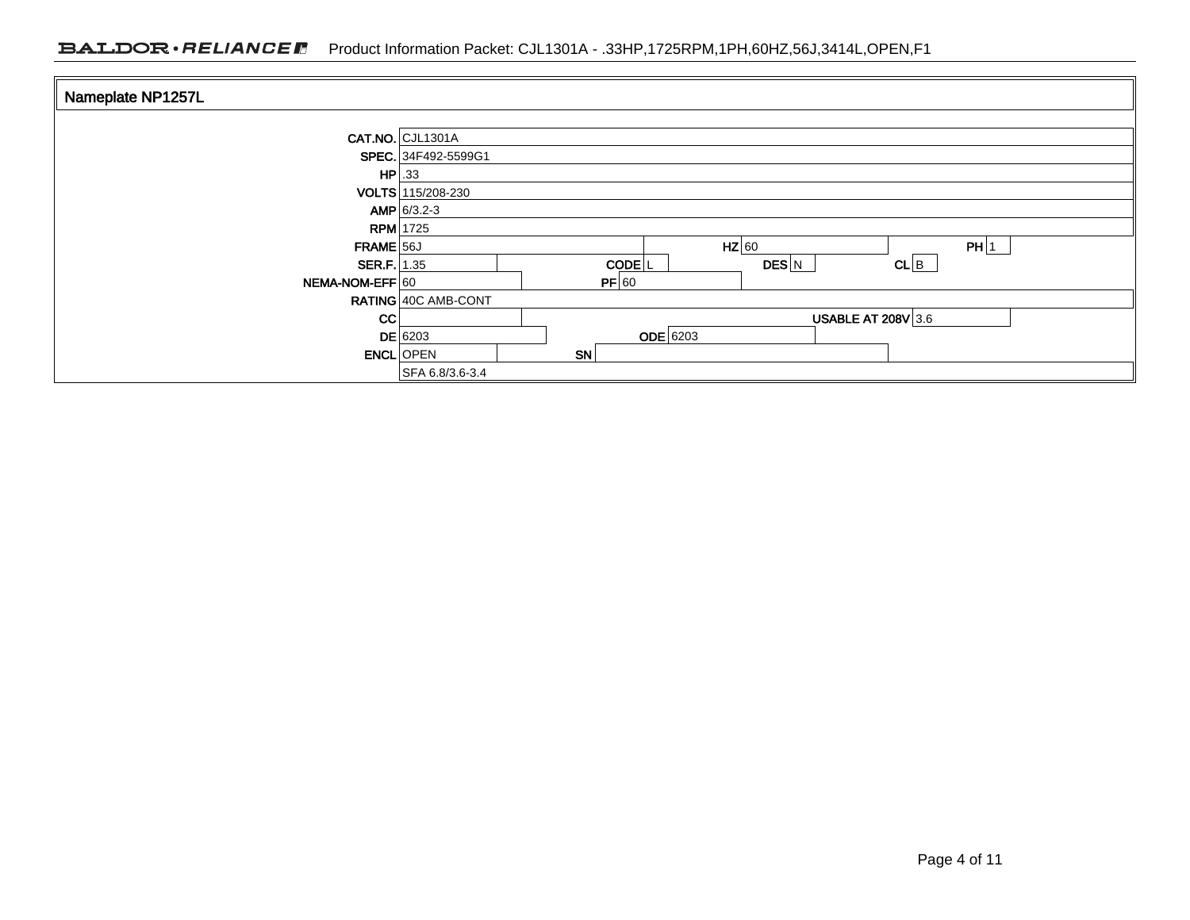## Nameplate NP1257L

| Field | Value | Field | Value | Field | Value | Field | Value |
|---|---|---|---|---|---|---|---|
| CAT.NO. | CJL1301A | | | | | | |
| SPEC. | 34F492-5599G1 | | | | | | |
| HP | .33 | | | | | | |
| VOLTS | 115/208-230 | | | | | | |
| AMP | 6/3.2-3 | | | | | | |
| RPM | 1725 | | | | | | |
| FRAME | 56J | HZ | 60 | PH | 1 | | |
| SER.F. | 1.35 | CODE | L | DES | N | CL | B |
| NEMA-NOM-EFF | 60 | PF | 60 | | | | |
| RATING | 40C AMB-CONT | | | | | | |
| CC | | USABLE AT 208V | 3.6 | | | | |
| DE | 6203 | ODE | 6203 | | | | |
| ENCL | OPEN | SN | | | | | |
| | SFA 6.8/3.6-3.4 | | | | | | |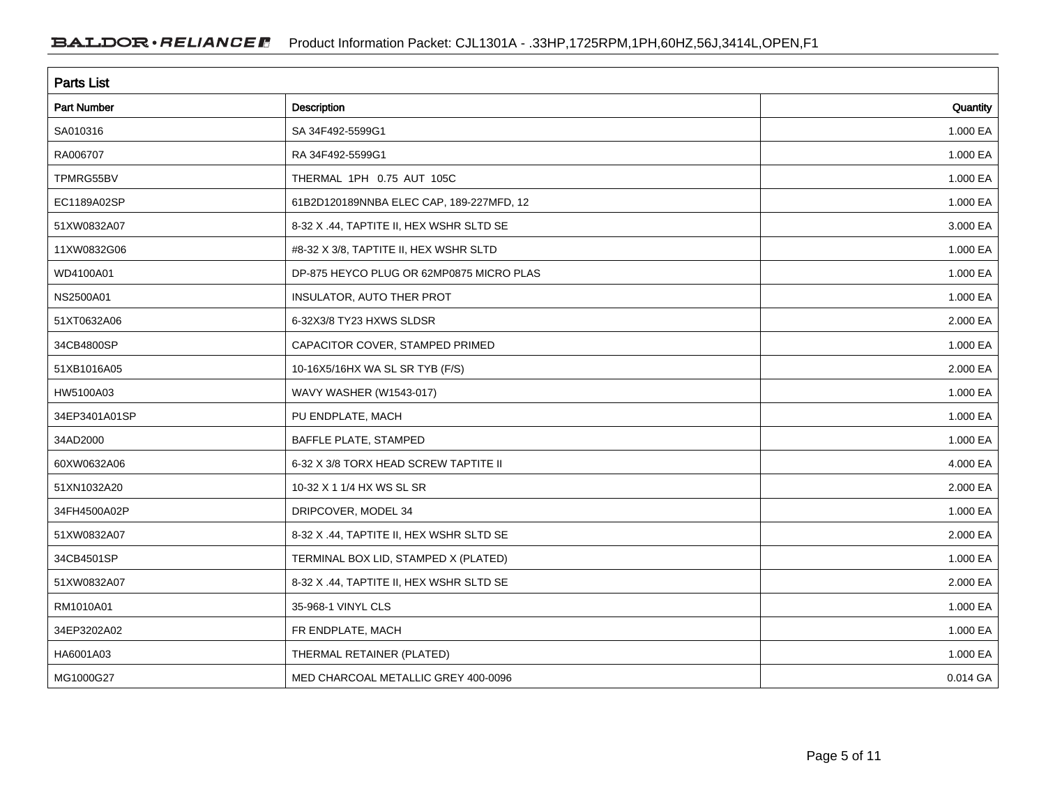## Parts List

| Part Number | Description | Quantity |
|---|---|---|
| SA010316 | SA 34F492-5599G1 | 1.000 EA |
| RA006707 | RA 34F492-5599G1 | 1.000 EA |
| TPMRG55BV | THERMAL 1PH 0.75 AUT 105C | 1.000 EA |
| EC1189A02SP | 61B2D120189NNBA ELEC CAP, 189-227MFD, 12 | 1.000 EA |
| 51XW0832A07 | 8-32 X .44, TAPTITE II, HEX WSHR SLTD SE | 3.000 EA |
| 11XW0832G06 | #8-32 X 3/8, TAPTITE II, HEX WSHR SLTD | 1.000 EA |
| WD4100A01 | DP-875 HEYCO PLUG OR 62MP0875 MICRO PLAS | 1.000 EA |
| NS2500A01 | INSULATOR, AUTO THER PROT | 1.000 EA |
| 51XT0632A06 | 6-32X3/8 TY23 HXWS SLDSR | 2.000 EA |
| 34CB4800SP | CAPACITOR COVER, STAMPED PRIMED | 1.000 EA |
| 51XB1016A05 | 10-16X5/16HX WA SL SR TYB (F/S) | 2.000 EA |
| HW5100A03 | WAVY WASHER (W1543-017) | 1.000 EA |
| 34EP3401A01SP | PU ENDPLATE, MACH | 1.000 EA |
| 34AD2000 | BAFFLE PLATE, STAMPED | 1.000 EA |
| 60XW0632A06 | 6-32 X 3/8 TORX HEAD SCREW TAPTITE II | 4.000 EA |
| 51XN1032A20 | 10-32 X 1 1/4 HX WS SL SR | 2.000 EA |
| 34FH4500A02P | DRIPCOVER, MODEL 34 | 1.000 EA |
| 51XW0832A07 | 8-32 X .44, TAPTITE II, HEX WSHR SLTD SE | 2.000 EA |
| 34CB4501SP | TERMINAL BOX LID, STAMPED X (PLATED) | 1.000 EA |
| 51XW0832A07 | 8-32 X .44, TAPTITE II, HEX WSHR SLTD SE | 2.000 EA |
| RM1010A01 | 35-968-1 VINYL CLS | 1.000 EA |
| 34EP3202A02 | FR ENDPLATE, MACH | 1.000 EA |
| HA6001A03 | THERMAL RETAINER (PLATED) | 1.000 EA |
| MG1000G27 | MED CHARCOAL METALLIC GREY 400-0096 | 0.014 GA |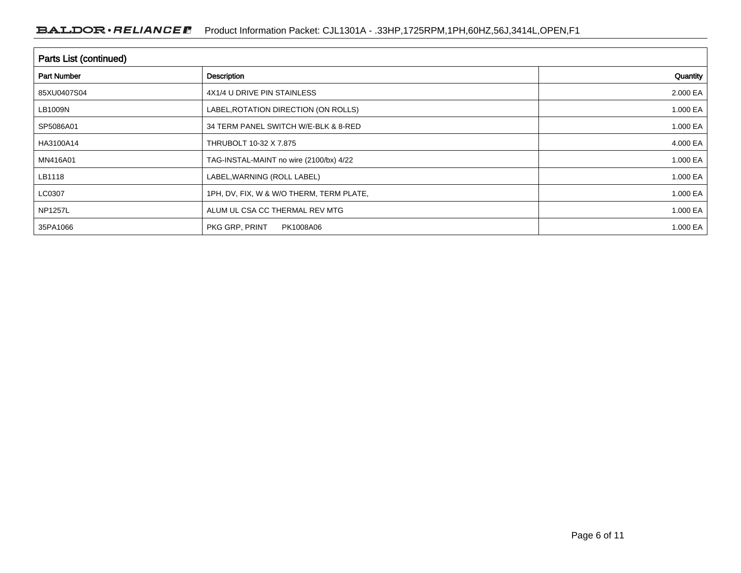## Parts List (continued)

| Part Number | Description | Quantity |
|---|---|---|
| 85XU0407S04 | 4X1/4 U DRIVE PIN STAINLESS | 2.000 EA |
| LB1009N | LABEL,ROTATION DIRECTION (ON ROLLS) | 1.000 EA |
| SP5086A01 | 34 TERM PANEL SWITCH W/E-BLK & 8-RED | 1.000 EA |
| HA3100A14 | THRUBOLT 10-32 X 7.875 | 4.000 EA |
| MN416A01 | TAG-INSTAL-MAINT no wire (2100/bx) 4/22 | 1.000 EA |
| LB1118 | LABEL,WARNING (ROLL LABEL) | 1.000 EA |
| LC0307 | 1PH, DV, FIX, W & W/O THERM, TERM PLATE, | 1.000 EA |
| NP1257L | ALUM UL CSA CC THERMAL REV MTG | 1.000 EA |
| 35PA1066 | PKG GRP, PRINT PK1008A06 | 1.000 EA |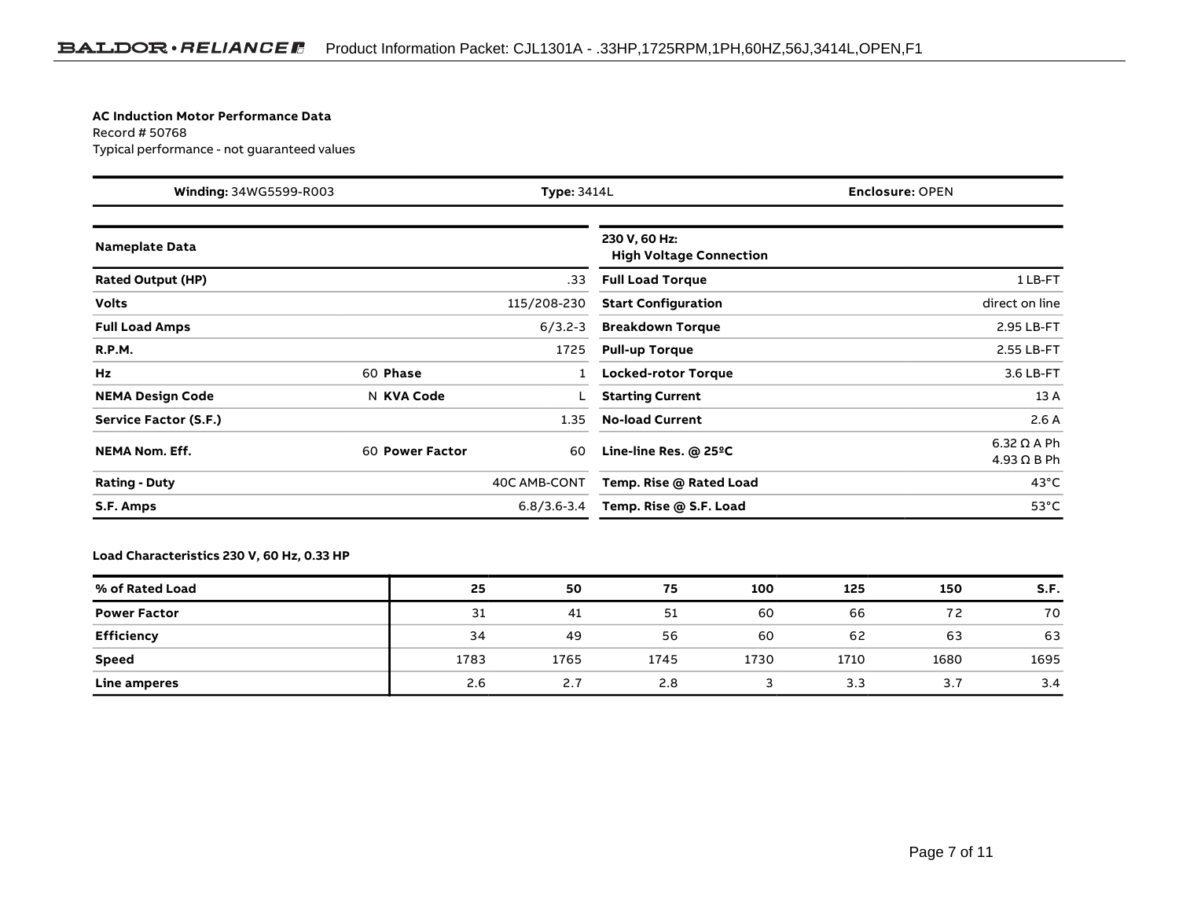**AC Induction Motor Performance Data**
Record # 50768
Typical performance - not guaranteed values

| **Winding:** 34WG5599-R003 | **Type:** 3414L | **Enclosure:** OPEN |
|---|---|---|

| **Nameplate Data** | | | |
|---|---|---|---|
| **Rated Output (HP)** | | | .33 |
| **Volts** | | | 115/208-230 |
| **Full Load Amps** | | | 6/3.2-3 |
| **R.P.M.** | | | 1725 |
| **Hz** | 60 | **Phase** | 1 |
| **NEMA Design Code** | N | **KVA Code** | L |
| **Service Factor (S.F.)** | | | 1.35 |
| **NEMA Nom. Eff.** | 60 | **Power Factor** | 60 |
| **Rating - Duty** | | | 40C AMB-CONT |
| **S.F. Amps** | | | 6.8/3.6-3.4 |

| **230 V, 60 Hz: High Voltage Connection** | |
|---|---|
| **Full Load Torque** | 1 LB-FT |
| **Start Configuration** | direct on line |
| **Breakdown Torque** | 2.95 LB-FT |
| **Pull-up Torque** | 2.55 LB-FT |
| **Locked-rotor Torque** | 3.6 LB-FT |
| **Starting Current** | 13 A |
| **No-load Current** | 2.6 A |
| **Line-line Res. @ 25ºC** | 6.32 Ω A Ph<br>4.93 Ω B Ph |
| **Temp. Rise @ Rated Load** | 43°C |
| **Temp. Rise @ S.F. Load** | 53°C |

**Load Characteristics 230 V, 60 Hz, 0.33 HP**

| **% of Rated Load** | **25** | **50** | **75** | **100** | **125** | **150** | **S.F.** |
|---|---|---|---|---|---|---|---|
| **Power Factor** | 31 | 41 | 51 | 60 | 66 | 72 | 70 |
| **Efficiency** | 34 | 49 | 56 | 60 | 62 | 63 | 63 |
| **Speed** | 1783 | 1765 | 1745 | 1730 | 1710 | 1680 | 1695 |
| **Line amperes** | 2.6 | 2.7 | 2.8 | 3 | 3.3 | 3.7 | 3.4 |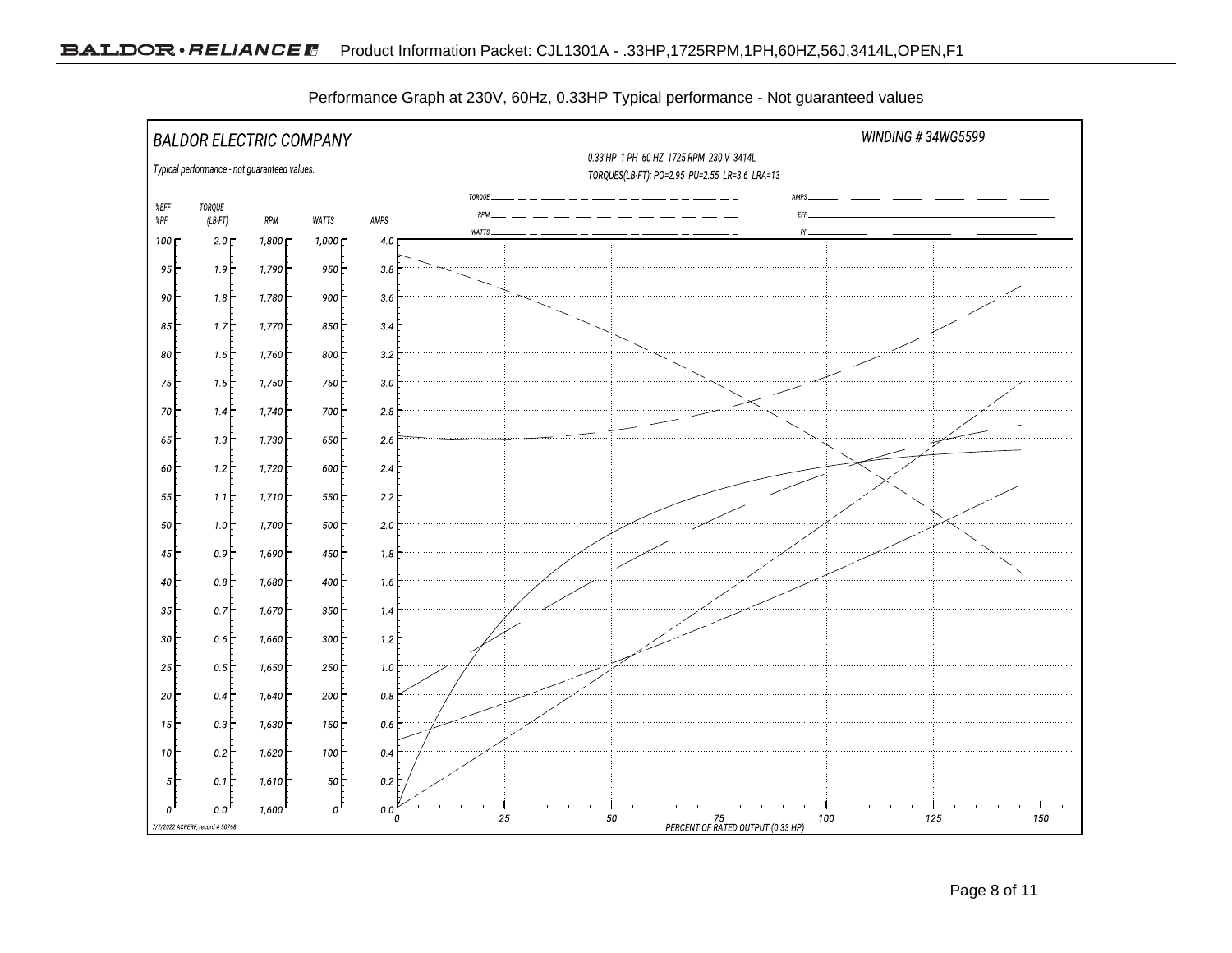Performance Graph at 230V, 60Hz, 0.33HP Typical performance - Not guaranteed values

BALDOR ELECTRIC COMPANY

WINDING # 34WG5599

Typical performance - not guaranteed values.

0.33 HP 1 PH 60 HZ 1725 RPM 230 V 3414L

TORQUES(LB-FT): PO=2.95 PU=2.55 LR=3.6 LRA=13

Legend: TORQUE, RPM, WATTS, AMPS, EFF, PF

| %EFF %PF | TORQUE (LB-FT) | RPM | WATTS | AMPS |
|---|---|---|---|---|
| 100 | 2.0 | 1,800 | 1,000 | 4.0 |
| 95 | 1.9 | 1,790 | 950 | 3.8 |
| 90 | 1.8 | 1,780 | 900 | 3.6 |
| 85 | 1.7 | 1,770 | 850 | 3.4 |
| 80 | 1.6 | 1,760 | 800 | 3.2 |
| 75 | 1.5 | 1,750 | 750 | 3.0 |
| 70 | 1.4 | 1,740 | 700 | 2.8 |
| 65 | 1.3 | 1,730 | 650 | 2.6 |
| 60 | 1.2 | 1,720 | 600 | 2.4 |
| 55 | 1.1 | 1,710 | 550 | 2.2 |
| 50 | 1.0 | 1,700 | 500 | 2.0 |
| 45 | 0.9 | 1,690 | 450 | 1.8 |
| 40 | 0.8 | 1,680 | 400 | 1.6 |
| 35 | 0.7 | 1,670 | 350 | 1.4 |
| 30 | 0.6 | 1,660 | 300 | 1.2 |
| 25 | 0.5 | 1,650 | 250 | 1.0 |
| 20 | 0.4 | 1,640 | 200 | 0.8 |
| 15 | 0.3 | 1,630 | 150 | 0.6 |
| 10 | 0.2 | 1,620 | 100 | 0.4 |
| 5 | 0.1 | 1,610 | 50 | 0.2 |
| 0 | 0.0 | 1,600 | 0 | 0.0 |

PERCENT OF RATED OUTPUT (0.33 HP): 0, 25, 50, 75, 100, 125, 150

7/7/2022 ACPERF, record # 50768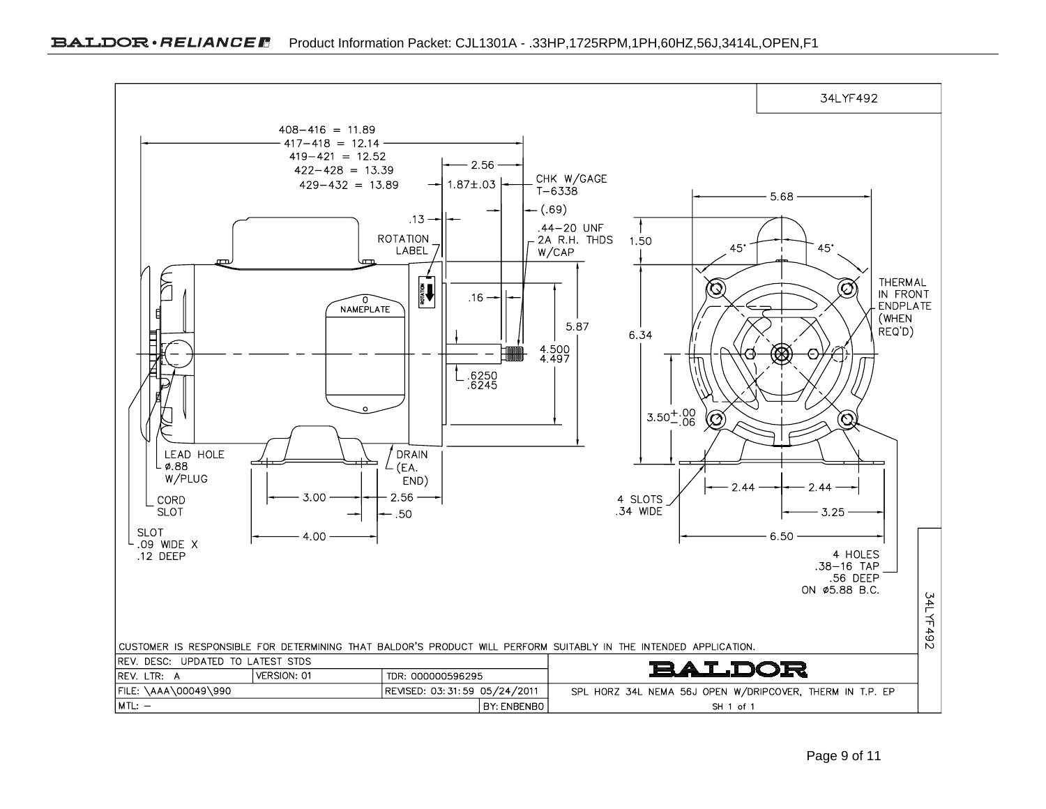34LYF492

408−416 = 11.89
417−418 = 12.14
419−421 = 12.52
422−428 = 13.39
429−432 = 13.89

2.56
1.87±.03
CHK W/GAGE T−6338
(.69)
.13
.44−20 UNF 2A R.H. THDS W/CAP
ROTATION LABEL
.16
NAMEPLATE
5.87
4.500
4.497
.6250
.6245

5.68
1.50
45°
45°
THERMAL IN FRONT ENDPLATE (WHEN REQ'D)
6.34
3.50 +.00 −.06

LEAD HOLE ⌀.88 W/PLUG
DRAIN (EA. END)
3.00
2.56
.50
CORD SLOT
4.00
SLOT .09 WIDE X .12 DEEP

4 SLOTS .34 WIDE
2.44
2.44
3.25
6.50
4 HOLES .38−16 TAP .56 DEEP ON ⌀5.88 B.C.

CUSTOMER IS RESPONSIBLE FOR DETERMINING THAT BALDOR'S PRODUCT WILL PERFORM SUITABLY IN THE INTENDED APPLICATION.

| REV. DESC: UPDATED TO LATEST STDS | | | BALDOR |
|---|---|---|---|
| REV. LTR: A | VERSION: 01 | TDR: 000000596295 | |
| FILE: \AAA\00049\990 | | REVISED: 03:31:59 05/24/2011 | SPL HORZ 34L NEMA 56J OPEN W/DRIPCOVER, THERM IN T.P. EP |
| MTL: − | | BY: ENBENBO | SH 1 of 1 |

34LYF492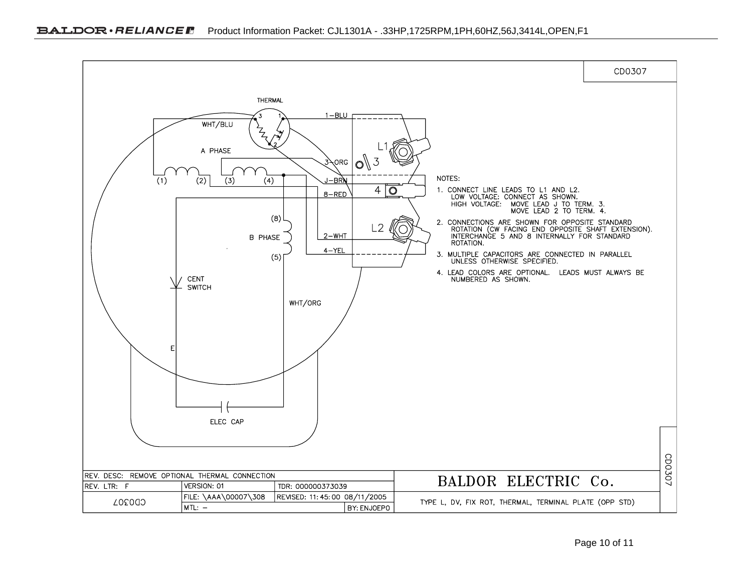CD0307

THERMAL

3 1 2

1–BLU

WHT/BLU

A PHASE

3–ORG

(1) (2) (3) (4)

J–BRN

8–RED

(8)

B PHASE

2–WHT

4–YEL

(5)

CENT SWITCH

WHT/ORG

E

ELEC CAP

L1

3

4

L2

NOTES:

1. CONNECT LINE LEADS TO L1 AND L2.
   LOW VOLTAGE: CONNECT AS SHOWN.
   HIGH VOLTAGE: MOVE LEAD J TO TERM. 3.
   MOVE LEAD 2 TO TERM. 4.
2. CONNECTIONS ARE SHOWN FOR OPPOSITE STANDARD ROTATION (CW FACING END OPPOSITE SHAFT EXTENSION). INTERCHANGE 5 AND 8 INTERNALLY FOR STANDARD ROTATION.
3. MULTIPLE CAPACITORS ARE CONNECTED IN PARALLEL UNLESS OTHERWISE SPECIFIED.
4. LEAD COLORS ARE OPTIONAL. LEADS MUST ALWAYS BE NUMBERED AS SHOWN.

| REV. DESC: REMOVE OPTIONAL THERMAL CONNECTION | | | | BALDOR ELECTRIC Co. |
|---|---|---|---|---|
| REV. LTR: F | VERSION: 01 | TDR: 000000373039 | | |
| CD0307 | FILE: \AAA\00007\308 | REVISED: 11:45:00 08/11/2005 | | TYPE L, DV, FIX ROT, THERMAL, TERMINAL PLATE (OPP STD) |
| | MTL: – | | BY: ENJOEP0 | |

CD0307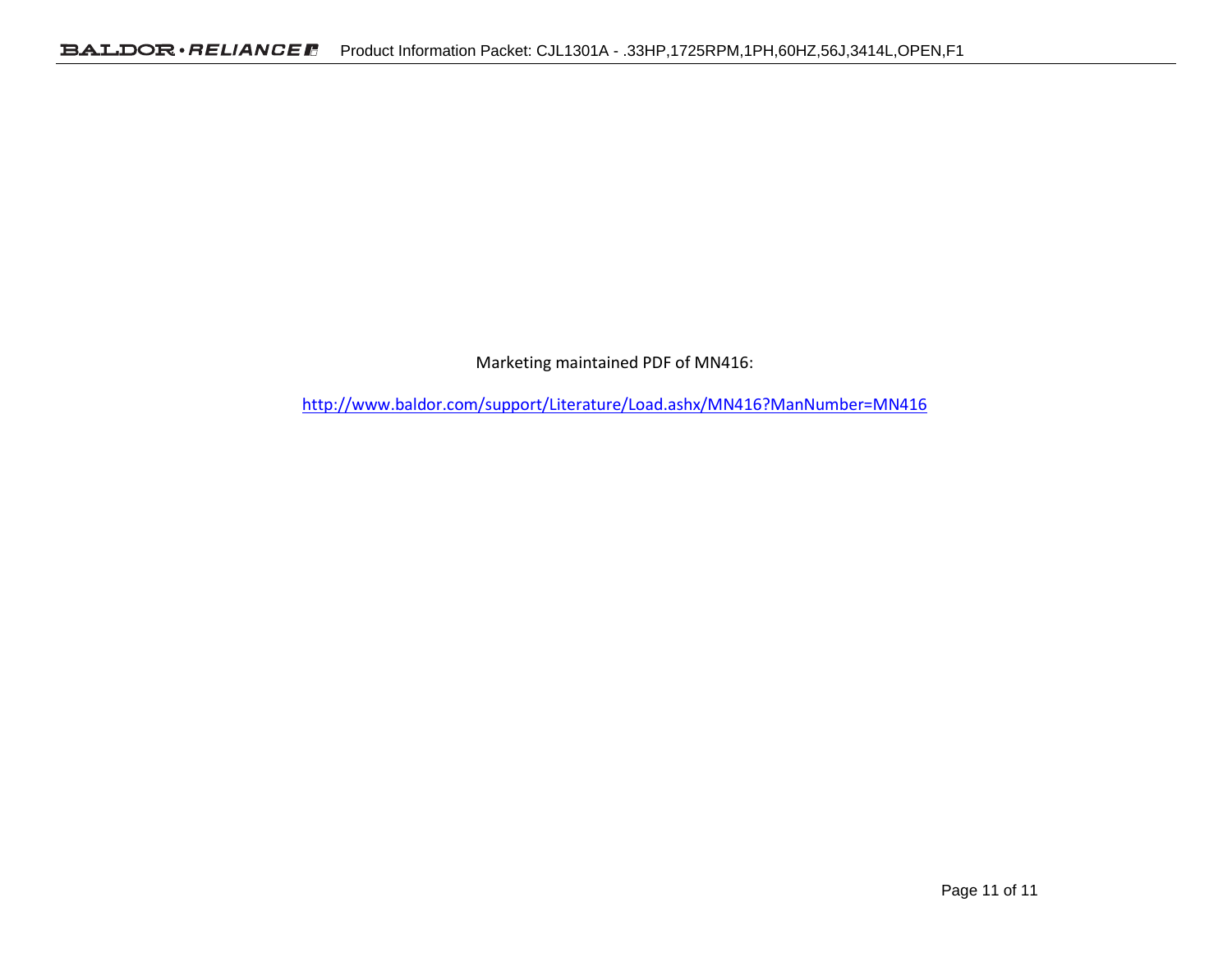Marketing maintained PDF of MN416:

http://www.baldor.com/support/Literature/Load.ashx/MN416?ManNumber=MN416